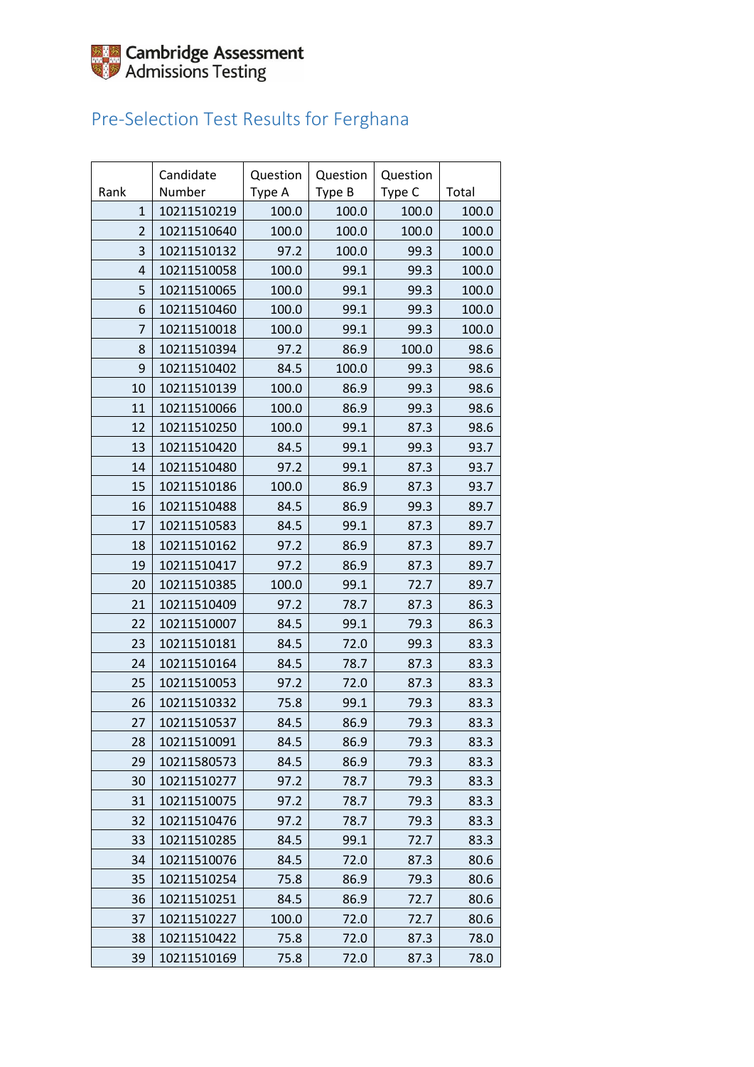Cambridge Assessment Admissions Testing

## Pre-Selection Test Results for Ferghana

| Rank | Candidate Number | Question Type A | Question Type B | Question Type C | Total |
|---|---|---|---|---|---|
| 1 | 10211510219 | 100.0 | 100.0 | 100.0 | 100.0 |
| 2 | 10211510640 | 100.0 | 100.0 | 100.0 | 100.0 |
| 3 | 10211510132 | 97.2 | 100.0 | 99.3 | 100.0 |
| 4 | 10211510058 | 100.0 | 99.1 | 99.3 | 100.0 |
| 5 | 10211510065 | 100.0 | 99.1 | 99.3 | 100.0 |
| 6 | 10211510460 | 100.0 | 99.1 | 99.3 | 100.0 |
| 7 | 10211510018 | 100.0 | 99.1 | 99.3 | 100.0 |
| 8 | 10211510394 | 97.2 | 86.9 | 100.0 | 98.6 |
| 9 | 10211510402 | 84.5 | 100.0 | 99.3 | 98.6 |
| 10 | 10211510139 | 100.0 | 86.9 | 99.3 | 98.6 |
| 11 | 10211510066 | 100.0 | 86.9 | 99.3 | 98.6 |
| 12 | 10211510250 | 100.0 | 99.1 | 87.3 | 98.6 |
| 13 | 10211510420 | 84.5 | 99.1 | 99.3 | 93.7 |
| 14 | 10211510480 | 97.2 | 99.1 | 87.3 | 93.7 |
| 15 | 10211510186 | 100.0 | 86.9 | 87.3 | 93.7 |
| 16 | 10211510488 | 84.5 | 86.9 | 99.3 | 89.7 |
| 17 | 10211510583 | 84.5 | 99.1 | 87.3 | 89.7 |
| 18 | 10211510162 | 97.2 | 86.9 | 87.3 | 89.7 |
| 19 | 10211510417 | 97.2 | 86.9 | 87.3 | 89.7 |
| 20 | 10211510385 | 100.0 | 99.1 | 72.7 | 89.7 |
| 21 | 10211510409 | 97.2 | 78.7 | 87.3 | 86.3 |
| 22 | 10211510007 | 84.5 | 99.1 | 79.3 | 86.3 |
| 23 | 10211510181 | 84.5 | 72.0 | 99.3 | 83.3 |
| 24 | 10211510164 | 84.5 | 78.7 | 87.3 | 83.3 |
| 25 | 10211510053 | 97.2 | 72.0 | 87.3 | 83.3 |
| 26 | 10211510332 | 75.8 | 99.1 | 79.3 | 83.3 |
| 27 | 10211510537 | 84.5 | 86.9 | 79.3 | 83.3 |
| 28 | 10211510091 | 84.5 | 86.9 | 79.3 | 83.3 |
| 29 | 10211580573 | 84.5 | 86.9 | 79.3 | 83.3 |
| 30 | 10211510277 | 97.2 | 78.7 | 79.3 | 83.3 |
| 31 | 10211510075 | 97.2 | 78.7 | 79.3 | 83.3 |
| 32 | 10211510476 | 97.2 | 78.7 | 79.3 | 83.3 |
| 33 | 10211510285 | 84.5 | 99.1 | 72.7 | 83.3 |
| 34 | 10211510076 | 84.5 | 72.0 | 87.3 | 80.6 |
| 35 | 10211510254 | 75.8 | 86.9 | 79.3 | 80.6 |
| 36 | 10211510251 | 84.5 | 86.9 | 72.7 | 80.6 |
| 37 | 10211510227 | 100.0 | 72.0 | 72.7 | 80.6 |
| 38 | 10211510422 | 75.8 | 72.0 | 87.3 | 78.0 |
| 39 | 10211510169 | 75.8 | 72.0 | 87.3 | 78.0 |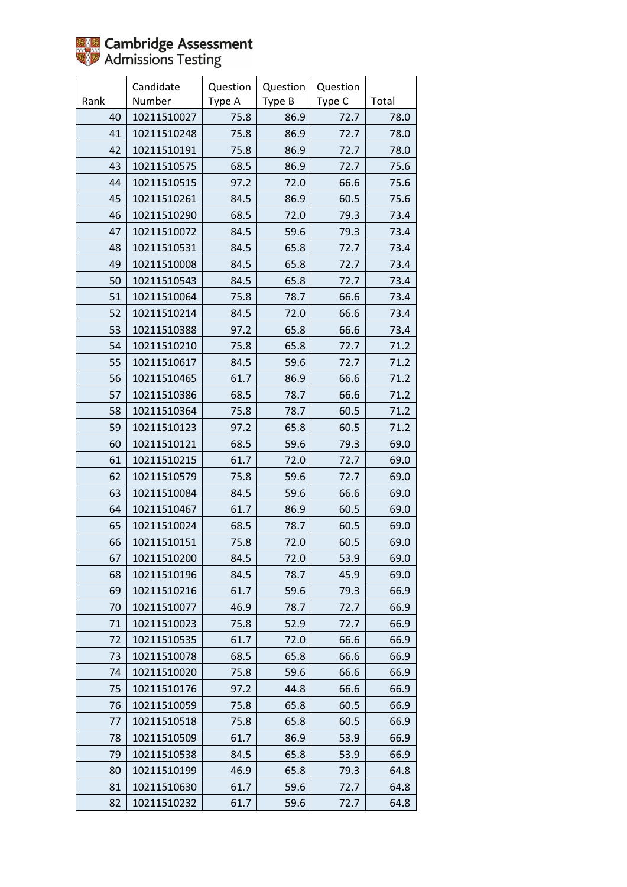Cambridge Assessment Admissions Testing

| Rank | Candidate Number | Question Type A | Question Type B | Question Type C | Total |
|---|---|---|---|---|---|
| 40 | 10211510027 | 75.8 | 86.9 | 72.7 | 78.0 |
| 41 | 10211510248 | 75.8 | 86.9 | 72.7 | 78.0 |
| 42 | 10211510191 | 75.8 | 86.9 | 72.7 | 78.0 |
| 43 | 10211510575 | 68.5 | 86.9 | 72.7 | 75.6 |
| 44 | 10211510515 | 97.2 | 72.0 | 66.6 | 75.6 |
| 45 | 10211510261 | 84.5 | 86.9 | 60.5 | 75.6 |
| 46 | 10211510290 | 68.5 | 72.0 | 79.3 | 73.4 |
| 47 | 10211510072 | 84.5 | 59.6 | 79.3 | 73.4 |
| 48 | 10211510531 | 84.5 | 65.8 | 72.7 | 73.4 |
| 49 | 10211510008 | 84.5 | 65.8 | 72.7 | 73.4 |
| 50 | 10211510543 | 84.5 | 65.8 | 72.7 | 73.4 |
| 51 | 10211510064 | 75.8 | 78.7 | 66.6 | 73.4 |
| 52 | 10211510214 | 84.5 | 72.0 | 66.6 | 73.4 |
| 53 | 10211510388 | 97.2 | 65.8 | 66.6 | 73.4 |
| 54 | 10211510210 | 75.8 | 65.8 | 72.7 | 71.2 |
| 55 | 10211510617 | 84.5 | 59.6 | 72.7 | 71.2 |
| 56 | 10211510465 | 61.7 | 86.9 | 66.6 | 71.2 |
| 57 | 10211510386 | 68.5 | 78.7 | 66.6 | 71.2 |
| 58 | 10211510364 | 75.8 | 78.7 | 60.5 | 71.2 |
| 59 | 10211510123 | 97.2 | 65.8 | 60.5 | 71.2 |
| 60 | 10211510121 | 68.5 | 59.6 | 79.3 | 69.0 |
| 61 | 10211510215 | 61.7 | 72.0 | 72.7 | 69.0 |
| 62 | 10211510579 | 75.8 | 59.6 | 72.7 | 69.0 |
| 63 | 10211510084 | 84.5 | 59.6 | 66.6 | 69.0 |
| 64 | 10211510467 | 61.7 | 86.9 | 60.5 | 69.0 |
| 65 | 10211510024 | 68.5 | 78.7 | 60.5 | 69.0 |
| 66 | 10211510151 | 75.8 | 72.0 | 60.5 | 69.0 |
| 67 | 10211510200 | 84.5 | 72.0 | 53.9 | 69.0 |
| 68 | 10211510196 | 84.5 | 78.7 | 45.9 | 69.0 |
| 69 | 10211510216 | 61.7 | 59.6 | 79.3 | 66.9 |
| 70 | 10211510077 | 46.9 | 78.7 | 72.7 | 66.9 |
| 71 | 10211510023 | 75.8 | 52.9 | 72.7 | 66.9 |
| 72 | 10211510535 | 61.7 | 72.0 | 66.6 | 66.9 |
| 73 | 10211510078 | 68.5 | 65.8 | 66.6 | 66.9 |
| 74 | 10211510020 | 75.8 | 59.6 | 66.6 | 66.9 |
| 75 | 10211510176 | 97.2 | 44.8 | 66.6 | 66.9 |
| 76 | 10211510059 | 75.8 | 65.8 | 60.5 | 66.9 |
| 77 | 10211510518 | 75.8 | 65.8 | 60.5 | 66.9 |
| 78 | 10211510509 | 61.7 | 86.9 | 53.9 | 66.9 |
| 79 | 10211510538 | 84.5 | 65.8 | 53.9 | 66.9 |
| 80 | 10211510199 | 46.9 | 65.8 | 79.3 | 64.8 |
| 81 | 10211510630 | 61.7 | 59.6 | 72.7 | 64.8 |
| 82 | 10211510232 | 61.7 | 59.6 | 72.7 | 64.8 |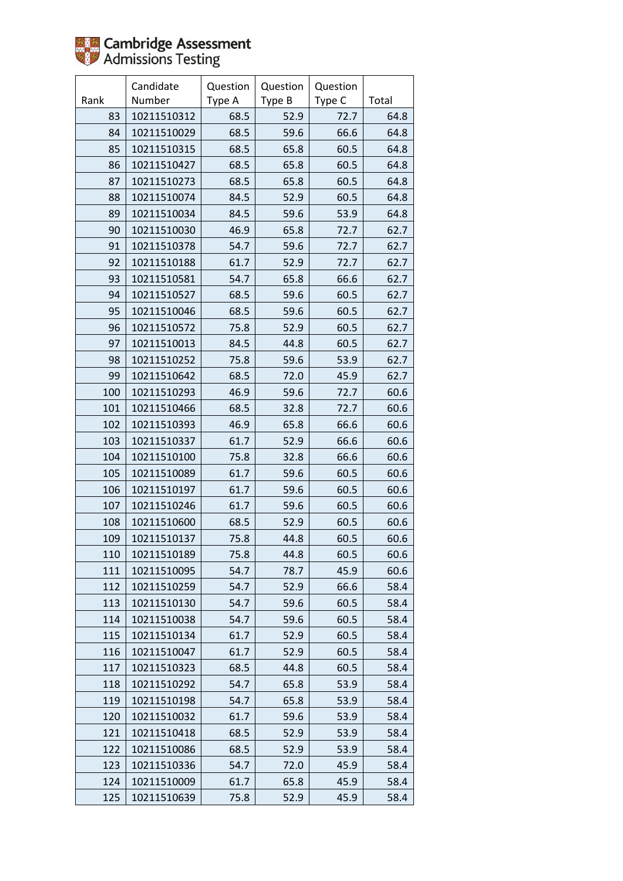Cambridge Assessment Admissions Testing

| Rank | Candidate Number | Question Type A | Question Type B | Question Type C | Total |
|---|---|---|---|---|---|
| 83 | 10211510312 | 68.5 | 52.9 | 72.7 | 64.8 |
| 84 | 10211510029 | 68.5 | 59.6 | 66.6 | 64.8 |
| 85 | 10211510315 | 68.5 | 65.8 | 60.5 | 64.8 |
| 86 | 10211510427 | 68.5 | 65.8 | 60.5 | 64.8 |
| 87 | 10211510273 | 68.5 | 65.8 | 60.5 | 64.8 |
| 88 | 10211510074 | 84.5 | 52.9 | 60.5 | 64.8 |
| 89 | 10211510034 | 84.5 | 59.6 | 53.9 | 64.8 |
| 90 | 10211510030 | 46.9 | 65.8 | 72.7 | 62.7 |
| 91 | 10211510378 | 54.7 | 59.6 | 72.7 | 62.7 |
| 92 | 10211510188 | 61.7 | 52.9 | 72.7 | 62.7 |
| 93 | 10211510581 | 54.7 | 65.8 | 66.6 | 62.7 |
| 94 | 10211510527 | 68.5 | 59.6 | 60.5 | 62.7 |
| 95 | 10211510046 | 68.5 | 59.6 | 60.5 | 62.7 |
| 96 | 10211510572 | 75.8 | 52.9 | 60.5 | 62.7 |
| 97 | 10211510013 | 84.5 | 44.8 | 60.5 | 62.7 |
| 98 | 10211510252 | 75.8 | 59.6 | 53.9 | 62.7 |
| 99 | 10211510642 | 68.5 | 72.0 | 45.9 | 62.7 |
| 100 | 10211510293 | 46.9 | 59.6 | 72.7 | 60.6 |
| 101 | 10211510466 | 68.5 | 32.8 | 72.7 | 60.6 |
| 102 | 10211510393 | 46.9 | 65.8 | 66.6 | 60.6 |
| 103 | 10211510337 | 61.7 | 52.9 | 66.6 | 60.6 |
| 104 | 10211510100 | 75.8 | 32.8 | 66.6 | 60.6 |
| 105 | 10211510089 | 61.7 | 59.6 | 60.5 | 60.6 |
| 106 | 10211510197 | 61.7 | 59.6 | 60.5 | 60.6 |
| 107 | 10211510246 | 61.7 | 59.6 | 60.5 | 60.6 |
| 108 | 10211510600 | 68.5 | 52.9 | 60.5 | 60.6 |
| 109 | 10211510137 | 75.8 | 44.8 | 60.5 | 60.6 |
| 110 | 10211510189 | 75.8 | 44.8 | 60.5 | 60.6 |
| 111 | 10211510095 | 54.7 | 78.7 | 45.9 | 60.6 |
| 112 | 10211510259 | 54.7 | 52.9 | 66.6 | 58.4 |
| 113 | 10211510130 | 54.7 | 59.6 | 60.5 | 58.4 |
| 114 | 10211510038 | 54.7 | 59.6 | 60.5 | 58.4 |
| 115 | 10211510134 | 61.7 | 52.9 | 60.5 | 58.4 |
| 116 | 10211510047 | 61.7 | 52.9 | 60.5 | 58.4 |
| 117 | 10211510323 | 68.5 | 44.8 | 60.5 | 58.4 |
| 118 | 10211510292 | 54.7 | 65.8 | 53.9 | 58.4 |
| 119 | 10211510198 | 54.7 | 65.8 | 53.9 | 58.4 |
| 120 | 10211510032 | 61.7 | 59.6 | 53.9 | 58.4 |
| 121 | 10211510418 | 68.5 | 52.9 | 53.9 | 58.4 |
| 122 | 10211510086 | 68.5 | 52.9 | 53.9 | 58.4 |
| 123 | 10211510336 | 54.7 | 72.0 | 45.9 | 58.4 |
| 124 | 10211510009 | 61.7 | 65.8 | 45.9 | 58.4 |
| 125 | 10211510639 | 75.8 | 52.9 | 45.9 | 58.4 |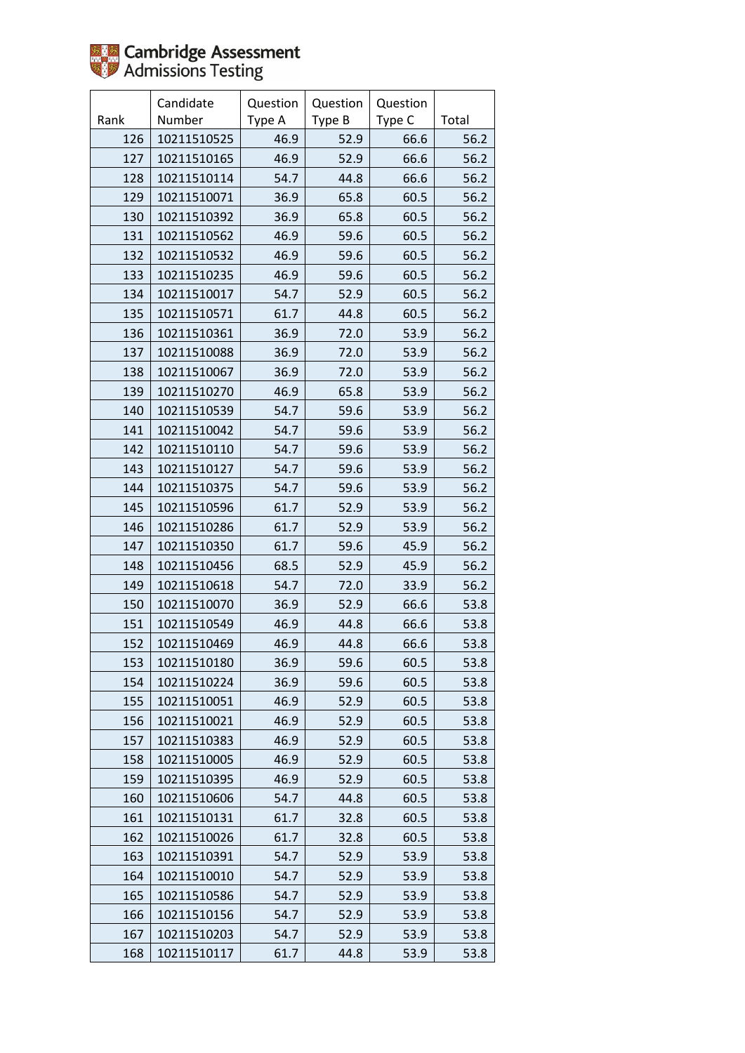Cambridge Assessment Admissions Testing

| Rank | Candidate Number | Question Type A | Question Type B | Question Type C | Total |
|---|---|---|---|---|---|
| 126 | 10211510525 | 46.9 | 52.9 | 66.6 | 56.2 |
| 127 | 10211510165 | 46.9 | 52.9 | 66.6 | 56.2 |
| 128 | 10211510114 | 54.7 | 44.8 | 66.6 | 56.2 |
| 129 | 10211510071 | 36.9 | 65.8 | 60.5 | 56.2 |
| 130 | 10211510392 | 36.9 | 65.8 | 60.5 | 56.2 |
| 131 | 10211510562 | 46.9 | 59.6 | 60.5 | 56.2 |
| 132 | 10211510532 | 46.9 | 59.6 | 60.5 | 56.2 |
| 133 | 10211510235 | 46.9 | 59.6 | 60.5 | 56.2 |
| 134 | 10211510017 | 54.7 | 52.9 | 60.5 | 56.2 |
| 135 | 10211510571 | 61.7 | 44.8 | 60.5 | 56.2 |
| 136 | 10211510361 | 36.9 | 72.0 | 53.9 | 56.2 |
| 137 | 10211510088 | 36.9 | 72.0 | 53.9 | 56.2 |
| 138 | 10211510067 | 36.9 | 72.0 | 53.9 | 56.2 |
| 139 | 10211510270 | 46.9 | 65.8 | 53.9 | 56.2 |
| 140 | 10211510539 | 54.7 | 59.6 | 53.9 | 56.2 |
| 141 | 10211510042 | 54.7 | 59.6 | 53.9 | 56.2 |
| 142 | 10211510110 | 54.7 | 59.6 | 53.9 | 56.2 |
| 143 | 10211510127 | 54.7 | 59.6 | 53.9 | 56.2 |
| 144 | 10211510375 | 54.7 | 59.6 | 53.9 | 56.2 |
| 145 | 10211510596 | 61.7 | 52.9 | 53.9 | 56.2 |
| 146 | 10211510286 | 61.7 | 52.9 | 53.9 | 56.2 |
| 147 | 10211510350 | 61.7 | 59.6 | 45.9 | 56.2 |
| 148 | 10211510456 | 68.5 | 52.9 | 45.9 | 56.2 |
| 149 | 10211510618 | 54.7 | 72.0 | 33.9 | 56.2 |
| 150 | 10211510070 | 36.9 | 52.9 | 66.6 | 53.8 |
| 151 | 10211510549 | 46.9 | 44.8 | 66.6 | 53.8 |
| 152 | 10211510469 | 46.9 | 44.8 | 66.6 | 53.8 |
| 153 | 10211510180 | 36.9 | 59.6 | 60.5 | 53.8 |
| 154 | 10211510224 | 36.9 | 59.6 | 60.5 | 53.8 |
| 155 | 10211510051 | 46.9 | 52.9 | 60.5 | 53.8 |
| 156 | 10211510021 | 46.9 | 52.9 | 60.5 | 53.8 |
| 157 | 10211510383 | 46.9 | 52.9 | 60.5 | 53.8 |
| 158 | 10211510005 | 46.9 | 52.9 | 60.5 | 53.8 |
| 159 | 10211510395 | 46.9 | 52.9 | 60.5 | 53.8 |
| 160 | 10211510606 | 54.7 | 44.8 | 60.5 | 53.8 |
| 161 | 10211510131 | 61.7 | 32.8 | 60.5 | 53.8 |
| 162 | 10211510026 | 61.7 | 32.8 | 60.5 | 53.8 |
| 163 | 10211510391 | 54.7 | 52.9 | 53.9 | 53.8 |
| 164 | 10211510010 | 54.7 | 52.9 | 53.9 | 53.8 |
| 165 | 10211510586 | 54.7 | 52.9 | 53.9 | 53.8 |
| 166 | 10211510156 | 54.7 | 52.9 | 53.9 | 53.8 |
| 167 | 10211510203 | 54.7 | 52.9 | 53.9 | 53.8 |
| 168 | 10211510117 | 61.7 | 44.8 | 53.9 | 53.8 |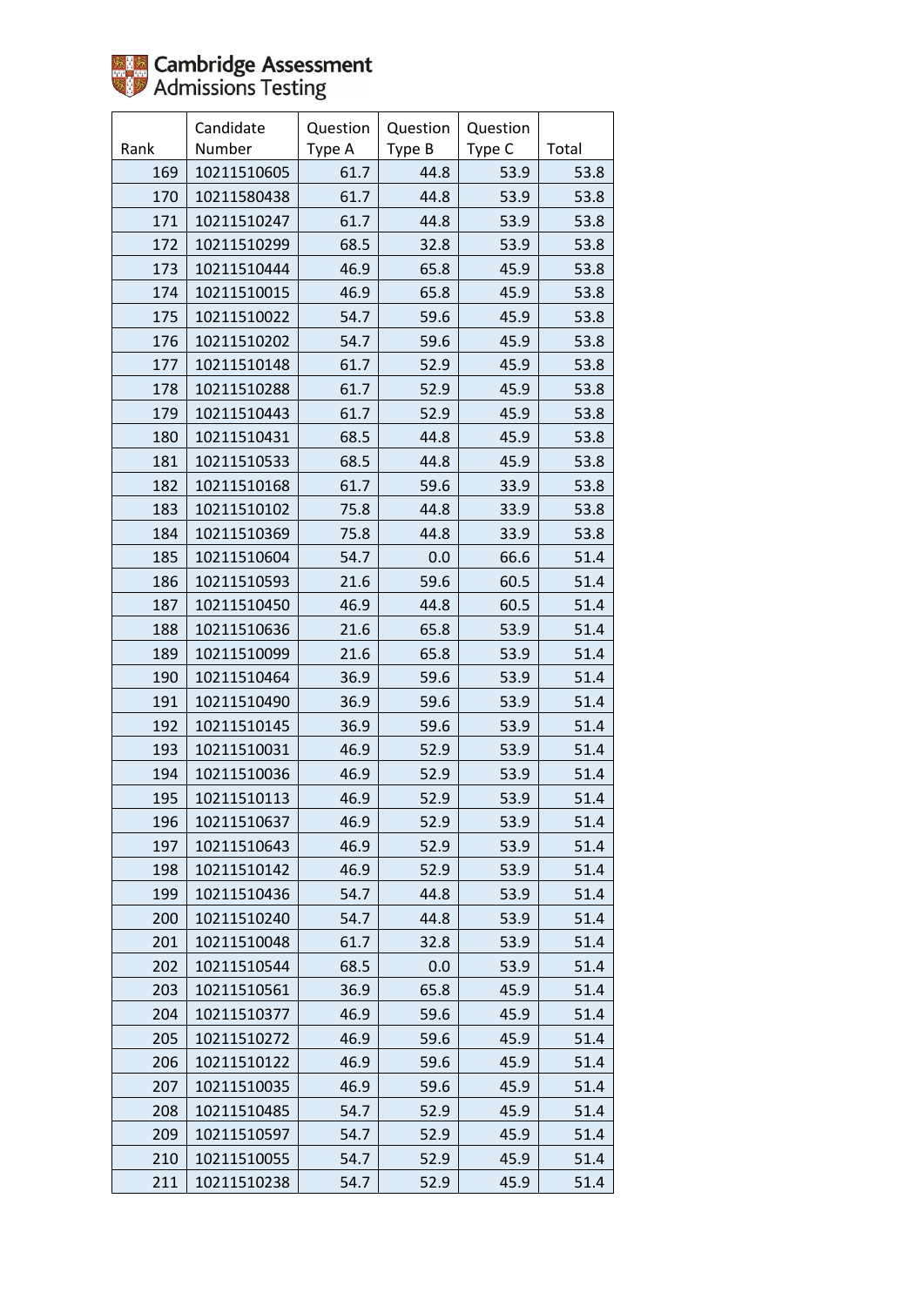Cambridge Assessment Admissions Testing

| Rank | Candidate Number | Question Type A | Question Type B | Question Type C | Total |
|---|---|---|---|---|---|
| 169 | 10211510605 | 61.7 | 44.8 | 53.9 | 53.8 |
| 170 | 10211580438 | 61.7 | 44.8 | 53.9 | 53.8 |
| 171 | 10211510247 | 61.7 | 44.8 | 53.9 | 53.8 |
| 172 | 10211510299 | 68.5 | 32.8 | 53.9 | 53.8 |
| 173 | 10211510444 | 46.9 | 65.8 | 45.9 | 53.8 |
| 174 | 10211510015 | 46.9 | 65.8 | 45.9 | 53.8 |
| 175 | 10211510022 | 54.7 | 59.6 | 45.9 | 53.8 |
| 176 | 10211510202 | 54.7 | 59.6 | 45.9 | 53.8 |
| 177 | 10211510148 | 61.7 | 52.9 | 45.9 | 53.8 |
| 178 | 10211510288 | 61.7 | 52.9 | 45.9 | 53.8 |
| 179 | 10211510443 | 61.7 | 52.9 | 45.9 | 53.8 |
| 180 | 10211510431 | 68.5 | 44.8 | 45.9 | 53.8 |
| 181 | 10211510533 | 68.5 | 44.8 | 45.9 | 53.8 |
| 182 | 10211510168 | 61.7 | 59.6 | 33.9 | 53.8 |
| 183 | 10211510102 | 75.8 | 44.8 | 33.9 | 53.8 |
| 184 | 10211510369 | 75.8 | 44.8 | 33.9 | 53.8 |
| 185 | 10211510604 | 54.7 | 0.0 | 66.6 | 51.4 |
| 186 | 10211510593 | 21.6 | 59.6 | 60.5 | 51.4 |
| 187 | 10211510450 | 46.9 | 44.8 | 60.5 | 51.4 |
| 188 | 10211510636 | 21.6 | 65.8 | 53.9 | 51.4 |
| 189 | 10211510099 | 21.6 | 65.8 | 53.9 | 51.4 |
| 190 | 10211510464 | 36.9 | 59.6 | 53.9 | 51.4 |
| 191 | 10211510490 | 36.9 | 59.6 | 53.9 | 51.4 |
| 192 | 10211510145 | 36.9 | 59.6 | 53.9 | 51.4 |
| 193 | 10211510031 | 46.9 | 52.9 | 53.9 | 51.4 |
| 194 | 10211510036 | 46.9 | 52.9 | 53.9 | 51.4 |
| 195 | 10211510113 | 46.9 | 52.9 | 53.9 | 51.4 |
| 196 | 10211510637 | 46.9 | 52.9 | 53.9 | 51.4 |
| 197 | 10211510643 | 46.9 | 52.9 | 53.9 | 51.4 |
| 198 | 10211510142 | 46.9 | 52.9 | 53.9 | 51.4 |
| 199 | 10211510436 | 54.7 | 44.8 | 53.9 | 51.4 |
| 200 | 10211510240 | 54.7 | 44.8 | 53.9 | 51.4 |
| 201 | 10211510048 | 61.7 | 32.8 | 53.9 | 51.4 |
| 202 | 10211510544 | 68.5 | 0.0 | 53.9 | 51.4 |
| 203 | 10211510561 | 36.9 | 65.8 | 45.9 | 51.4 |
| 204 | 10211510377 | 46.9 | 59.6 | 45.9 | 51.4 |
| 205 | 10211510272 | 46.9 | 59.6 | 45.9 | 51.4 |
| 206 | 10211510122 | 46.9 | 59.6 | 45.9 | 51.4 |
| 207 | 10211510035 | 46.9 | 59.6 | 45.9 | 51.4 |
| 208 | 10211510485 | 54.7 | 52.9 | 45.9 | 51.4 |
| 209 | 10211510597 | 54.7 | 52.9 | 45.9 | 51.4 |
| 210 | 10211510055 | 54.7 | 52.9 | 45.9 | 51.4 |
| 211 | 10211510238 | 54.7 | 52.9 | 45.9 | 51.4 |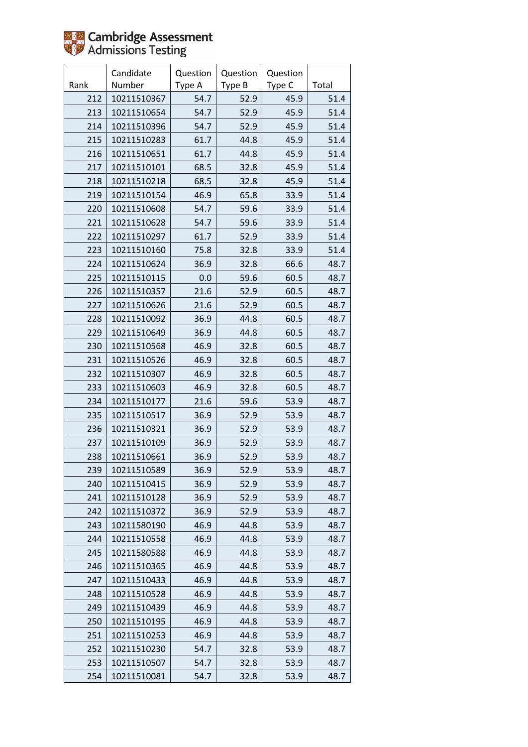Cambridge Assessment Admissions Testing

| Rank | Candidate Number | Question Type A | Question Type B | Question Type C | Total |
|---|---|---|---|---|---|
| 212 | 10211510367 | 54.7 | 52.9 | 45.9 | 51.4 |
| 213 | 10211510654 | 54.7 | 52.9 | 45.9 | 51.4 |
| 214 | 10211510396 | 54.7 | 52.9 | 45.9 | 51.4 |
| 215 | 10211510283 | 61.7 | 44.8 | 45.9 | 51.4 |
| 216 | 10211510651 | 61.7 | 44.8 | 45.9 | 51.4 |
| 217 | 10211510101 | 68.5 | 32.8 | 45.9 | 51.4 |
| 218 | 10211510218 | 68.5 | 32.8 | 45.9 | 51.4 |
| 219 | 10211510154 | 46.9 | 65.8 | 33.9 | 51.4 |
| 220 | 10211510608 | 54.7 | 59.6 | 33.9 | 51.4 |
| 221 | 10211510628 | 54.7 | 59.6 | 33.9 | 51.4 |
| 222 | 10211510297 | 61.7 | 52.9 | 33.9 | 51.4 |
| 223 | 10211510160 | 75.8 | 32.8 | 33.9 | 51.4 |
| 224 | 10211510624 | 36.9 | 32.8 | 66.6 | 48.7 |
| 225 | 10211510115 | 0.0 | 59.6 | 60.5 | 48.7 |
| 226 | 10211510357 | 21.6 | 52.9 | 60.5 | 48.7 |
| 227 | 10211510626 | 21.6 | 52.9 | 60.5 | 48.7 |
| 228 | 10211510092 | 36.9 | 44.8 | 60.5 | 48.7 |
| 229 | 10211510649 | 36.9 | 44.8 | 60.5 | 48.7 |
| 230 | 10211510568 | 46.9 | 32.8 | 60.5 | 48.7 |
| 231 | 10211510526 | 46.9 | 32.8 | 60.5 | 48.7 |
| 232 | 10211510307 | 46.9 | 32.8 | 60.5 | 48.7 |
| 233 | 10211510603 | 46.9 | 32.8 | 60.5 | 48.7 |
| 234 | 10211510177 | 21.6 | 59.6 | 53.9 | 48.7 |
| 235 | 10211510517 | 36.9 | 52.9 | 53.9 | 48.7 |
| 236 | 10211510321 | 36.9 | 52.9 | 53.9 | 48.7 |
| 237 | 10211510109 | 36.9 | 52.9 | 53.9 | 48.7 |
| 238 | 10211510661 | 36.9 | 52.9 | 53.9 | 48.7 |
| 239 | 10211510589 | 36.9 | 52.9 | 53.9 | 48.7 |
| 240 | 10211510415 | 36.9 | 52.9 | 53.9 | 48.7 |
| 241 | 10211510128 | 36.9 | 52.9 | 53.9 | 48.7 |
| 242 | 10211510372 | 36.9 | 52.9 | 53.9 | 48.7 |
| 243 | 10211580190 | 46.9 | 44.8 | 53.9 | 48.7 |
| 244 | 10211510558 | 46.9 | 44.8 | 53.9 | 48.7 |
| 245 | 10211580588 | 46.9 | 44.8 | 53.9 | 48.7 |
| 246 | 10211510365 | 46.9 | 44.8 | 53.9 | 48.7 |
| 247 | 10211510433 | 46.9 | 44.8 | 53.9 | 48.7 |
| 248 | 10211510528 | 46.9 | 44.8 | 53.9 | 48.7 |
| 249 | 10211510439 | 46.9 | 44.8 | 53.9 | 48.7 |
| 250 | 10211510195 | 46.9 | 44.8 | 53.9 | 48.7 |
| 251 | 10211510253 | 46.9 | 44.8 | 53.9 | 48.7 |
| 252 | 10211510230 | 54.7 | 32.8 | 53.9 | 48.7 |
| 253 | 10211510507 | 54.7 | 32.8 | 53.9 | 48.7 |
| 254 | 10211510081 | 54.7 | 32.8 | 53.9 | 48.7 |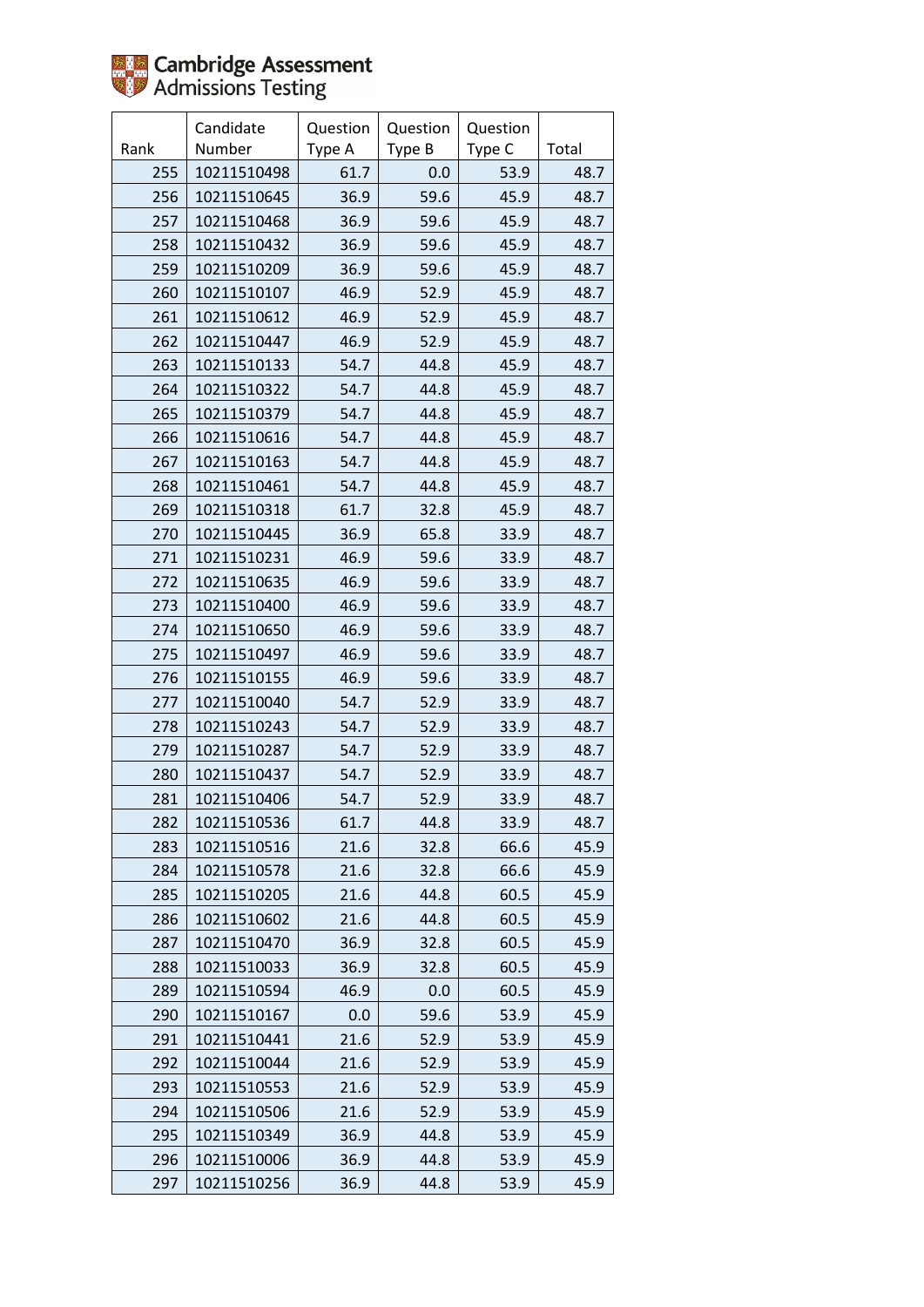Cambridge Assessment Admissions Testing

| Rank | Candidate Number | Question Type A | Question Type B | Question Type C | Total |
|---|---|---|---|---|---|
| 255 | 10211510498 | 61.7 | 0.0 | 53.9 | 48.7 |
| 256 | 10211510645 | 36.9 | 59.6 | 45.9 | 48.7 |
| 257 | 10211510468 | 36.9 | 59.6 | 45.9 | 48.7 |
| 258 | 10211510432 | 36.9 | 59.6 | 45.9 | 48.7 |
| 259 | 10211510209 | 36.9 | 59.6 | 45.9 | 48.7 |
| 260 | 10211510107 | 46.9 | 52.9 | 45.9 | 48.7 |
| 261 | 10211510612 | 46.9 | 52.9 | 45.9 | 48.7 |
| 262 | 10211510447 | 46.9 | 52.9 | 45.9 | 48.7 |
| 263 | 10211510133 | 54.7 | 44.8 | 45.9 | 48.7 |
| 264 | 10211510322 | 54.7 | 44.8 | 45.9 | 48.7 |
| 265 | 10211510379 | 54.7 | 44.8 | 45.9 | 48.7 |
| 266 | 10211510616 | 54.7 | 44.8 | 45.9 | 48.7 |
| 267 | 10211510163 | 54.7 | 44.8 | 45.9 | 48.7 |
| 268 | 10211510461 | 54.7 | 44.8 | 45.9 | 48.7 |
| 269 | 10211510318 | 61.7 | 32.8 | 45.9 | 48.7 |
| 270 | 10211510445 | 36.9 | 65.8 | 33.9 | 48.7 |
| 271 | 10211510231 | 46.9 | 59.6 | 33.9 | 48.7 |
| 272 | 10211510635 | 46.9 | 59.6 | 33.9 | 48.7 |
| 273 | 10211510400 | 46.9 | 59.6 | 33.9 | 48.7 |
| 274 | 10211510650 | 46.9 | 59.6 | 33.9 | 48.7 |
| 275 | 10211510497 | 46.9 | 59.6 | 33.9 | 48.7 |
| 276 | 10211510155 | 46.9 | 59.6 | 33.9 | 48.7 |
| 277 | 10211510040 | 54.7 | 52.9 | 33.9 | 48.7 |
| 278 | 10211510243 | 54.7 | 52.9 | 33.9 | 48.7 |
| 279 | 10211510287 | 54.7 | 52.9 | 33.9 | 48.7 |
| 280 | 10211510437 | 54.7 | 52.9 | 33.9 | 48.7 |
| 281 | 10211510406 | 54.7 | 52.9 | 33.9 | 48.7 |
| 282 | 10211510536 | 61.7 | 44.8 | 33.9 | 48.7 |
| 283 | 10211510516 | 21.6 | 32.8 | 66.6 | 45.9 |
| 284 | 10211510578 | 21.6 | 32.8 | 66.6 | 45.9 |
| 285 | 10211510205 | 21.6 | 44.8 | 60.5 | 45.9 |
| 286 | 10211510602 | 21.6 | 44.8 | 60.5 | 45.9 |
| 287 | 10211510470 | 36.9 | 32.8 | 60.5 | 45.9 |
| 288 | 10211510033 | 36.9 | 32.8 | 60.5 | 45.9 |
| 289 | 10211510594 | 46.9 | 0.0 | 60.5 | 45.9 |
| 290 | 10211510167 | 0.0 | 59.6 | 53.9 | 45.9 |
| 291 | 10211510441 | 21.6 | 52.9 | 53.9 | 45.9 |
| 292 | 10211510044 | 21.6 | 52.9 | 53.9 | 45.9 |
| 293 | 10211510553 | 21.6 | 52.9 | 53.9 | 45.9 |
| 294 | 10211510506 | 21.6 | 52.9 | 53.9 | 45.9 |
| 295 | 10211510349 | 36.9 | 44.8 | 53.9 | 45.9 |
| 296 | 10211510006 | 36.9 | 44.8 | 53.9 | 45.9 |
| 297 | 10211510256 | 36.9 | 44.8 | 53.9 | 45.9 |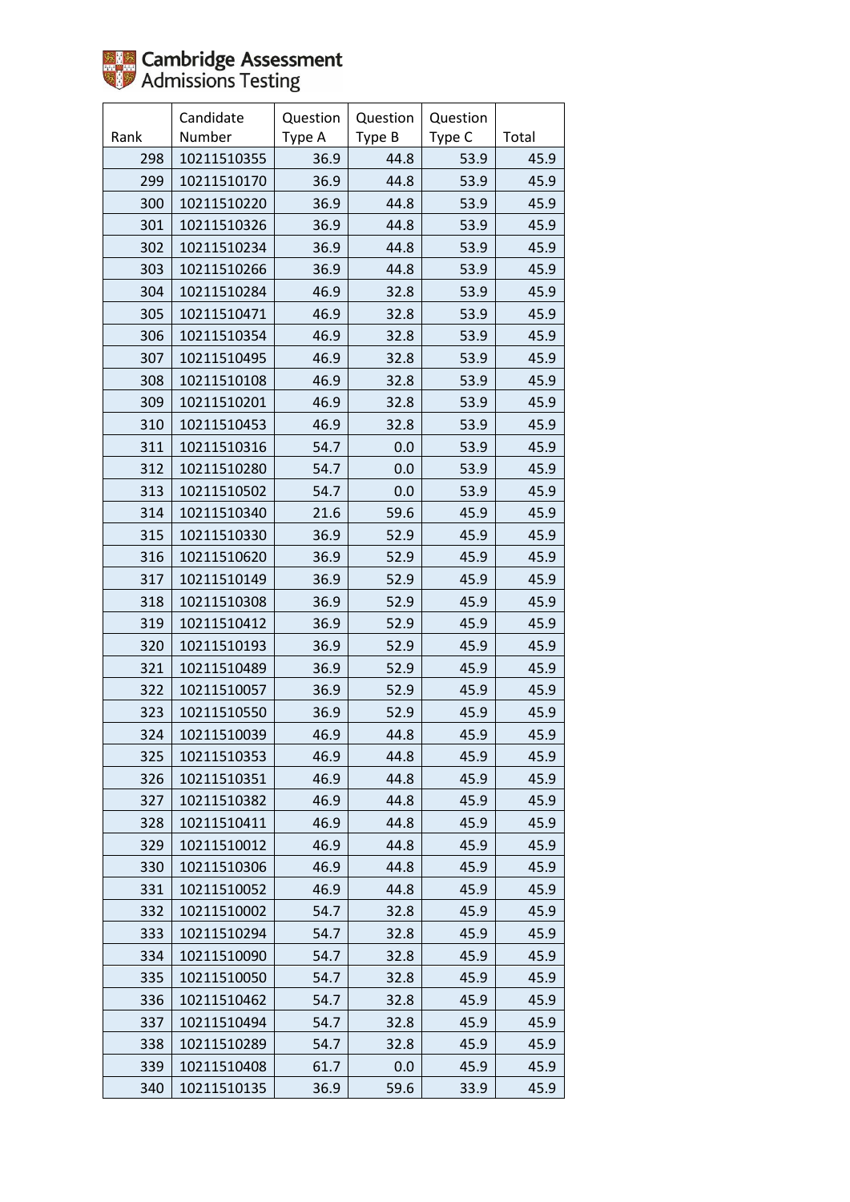| Rank | Candidate Number | Question Type A | Question Type B | Question Type C | Total |
|---|---|---|---|---|---|
| 298 | 10211510355 | 36.9 | 44.8 | 53.9 | 45.9 |
| 299 | 10211510170 | 36.9 | 44.8 | 53.9 | 45.9 |
| 300 | 10211510220 | 36.9 | 44.8 | 53.9 | 45.9 |
| 301 | 10211510326 | 36.9 | 44.8 | 53.9 | 45.9 |
| 302 | 10211510234 | 36.9 | 44.8 | 53.9 | 45.9 |
| 303 | 10211510266 | 36.9 | 44.8 | 53.9 | 45.9 |
| 304 | 10211510284 | 46.9 | 32.8 | 53.9 | 45.9 |
| 305 | 10211510471 | 46.9 | 32.8 | 53.9 | 45.9 |
| 306 | 10211510354 | 46.9 | 32.8 | 53.9 | 45.9 |
| 307 | 10211510495 | 46.9 | 32.8 | 53.9 | 45.9 |
| 308 | 10211510108 | 46.9 | 32.8 | 53.9 | 45.9 |
| 309 | 10211510201 | 46.9 | 32.8 | 53.9 | 45.9 |
| 310 | 10211510453 | 46.9 | 32.8 | 53.9 | 45.9 |
| 311 | 10211510316 | 54.7 | 0.0 | 53.9 | 45.9 |
| 312 | 10211510280 | 54.7 | 0.0 | 53.9 | 45.9 |
| 313 | 10211510502 | 54.7 | 0.0 | 53.9 | 45.9 |
| 314 | 10211510340 | 21.6 | 59.6 | 45.9 | 45.9 |
| 315 | 10211510330 | 36.9 | 52.9 | 45.9 | 45.9 |
| 316 | 10211510620 | 36.9 | 52.9 | 45.9 | 45.9 |
| 317 | 10211510149 | 36.9 | 52.9 | 45.9 | 45.9 |
| 318 | 10211510308 | 36.9 | 52.9 | 45.9 | 45.9 |
| 319 | 10211510412 | 36.9 | 52.9 | 45.9 | 45.9 |
| 320 | 10211510193 | 36.9 | 52.9 | 45.9 | 45.9 |
| 321 | 10211510489 | 36.9 | 52.9 | 45.9 | 45.9 |
| 322 | 10211510057 | 36.9 | 52.9 | 45.9 | 45.9 |
| 323 | 10211510550 | 36.9 | 52.9 | 45.9 | 45.9 |
| 324 | 10211510039 | 46.9 | 44.8 | 45.9 | 45.9 |
| 325 | 10211510353 | 46.9 | 44.8 | 45.9 | 45.9 |
| 326 | 10211510351 | 46.9 | 44.8 | 45.9 | 45.9 |
| 327 | 10211510382 | 46.9 | 44.8 | 45.9 | 45.9 |
| 328 | 10211510411 | 46.9 | 44.8 | 45.9 | 45.9 |
| 329 | 10211510012 | 46.9 | 44.8 | 45.9 | 45.9 |
| 330 | 10211510306 | 46.9 | 44.8 | 45.9 | 45.9 |
| 331 | 10211510052 | 46.9 | 44.8 | 45.9 | 45.9 |
| 332 | 10211510002 | 54.7 | 32.8 | 45.9 | 45.9 |
| 333 | 10211510294 | 54.7 | 32.8 | 45.9 | 45.9 |
| 334 | 10211510090 | 54.7 | 32.8 | 45.9 | 45.9 |
| 335 | 10211510050 | 54.7 | 32.8 | 45.9 | 45.9 |
| 336 | 10211510462 | 54.7 | 32.8 | 45.9 | 45.9 |
| 337 | 10211510494 | 54.7 | 32.8 | 45.9 | 45.9 |
| 338 | 10211510289 | 54.7 | 32.8 | 45.9 | 45.9 |
| 339 | 10211510408 | 61.7 | 0.0 | 45.9 | 45.9 |
| 340 | 10211510135 | 36.9 | 59.6 | 33.9 | 45.9 |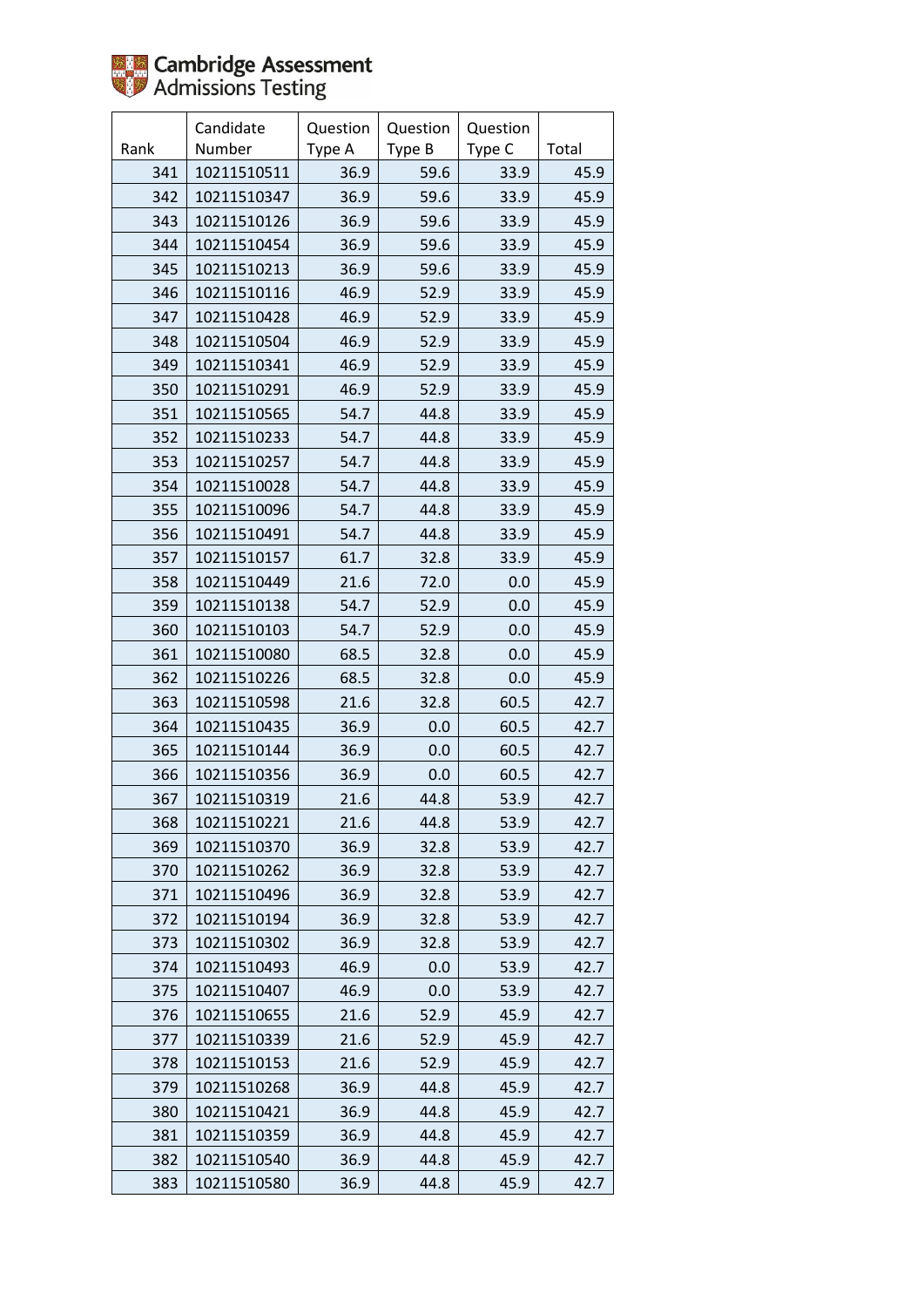Cambridge Assessment Admissions Testing

| Rank | Candidate Number | Question Type A | Question Type B | Question Type C | Total |
|---|---|---|---|---|---|
| 341 | 10211510511 | 36.9 | 59.6 | 33.9 | 45.9 |
| 342 | 10211510347 | 36.9 | 59.6 | 33.9 | 45.9 |
| 343 | 10211510126 | 36.9 | 59.6 | 33.9 | 45.9 |
| 344 | 10211510454 | 36.9 | 59.6 | 33.9 | 45.9 |
| 345 | 10211510213 | 36.9 | 59.6 | 33.9 | 45.9 |
| 346 | 10211510116 | 46.9 | 52.9 | 33.9 | 45.9 |
| 347 | 10211510428 | 46.9 | 52.9 | 33.9 | 45.9 |
| 348 | 10211510504 | 46.9 | 52.9 | 33.9 | 45.9 |
| 349 | 10211510341 | 46.9 | 52.9 | 33.9 | 45.9 |
| 350 | 10211510291 | 46.9 | 52.9 | 33.9 | 45.9 |
| 351 | 10211510565 | 54.7 | 44.8 | 33.9 | 45.9 |
| 352 | 10211510233 | 54.7 | 44.8 | 33.9 | 45.9 |
| 353 | 10211510257 | 54.7 | 44.8 | 33.9 | 45.9 |
| 354 | 10211510028 | 54.7 | 44.8 | 33.9 | 45.9 |
| 355 | 10211510096 | 54.7 | 44.8 | 33.9 | 45.9 |
| 356 | 10211510491 | 54.7 | 44.8 | 33.9 | 45.9 |
| 357 | 10211510157 | 61.7 | 32.8 | 33.9 | 45.9 |
| 358 | 10211510449 | 21.6 | 72.0 | 0.0 | 45.9 |
| 359 | 10211510138 | 54.7 | 52.9 | 0.0 | 45.9 |
| 360 | 10211510103 | 54.7 | 52.9 | 0.0 | 45.9 |
| 361 | 10211510080 | 68.5 | 32.8 | 0.0 | 45.9 |
| 362 | 10211510226 | 68.5 | 32.8 | 0.0 | 45.9 |
| 363 | 10211510598 | 21.6 | 32.8 | 60.5 | 42.7 |
| 364 | 10211510435 | 36.9 | 0.0 | 60.5 | 42.7 |
| 365 | 10211510144 | 36.9 | 0.0 | 60.5 | 42.7 |
| 366 | 10211510356 | 36.9 | 0.0 | 60.5 | 42.7 |
| 367 | 10211510319 | 21.6 | 44.8 | 53.9 | 42.7 |
| 368 | 10211510221 | 21.6 | 44.8 | 53.9 | 42.7 |
| 369 | 10211510370 | 36.9 | 32.8 | 53.9 | 42.7 |
| 370 | 10211510262 | 36.9 | 32.8 | 53.9 | 42.7 |
| 371 | 10211510496 | 36.9 | 32.8 | 53.9 | 42.7 |
| 372 | 10211510194 | 36.9 | 32.8 | 53.9 | 42.7 |
| 373 | 10211510302 | 36.9 | 32.8 | 53.9 | 42.7 |
| 374 | 10211510493 | 46.9 | 0.0 | 53.9 | 42.7 |
| 375 | 10211510407 | 46.9 | 0.0 | 53.9 | 42.7 |
| 376 | 10211510655 | 21.6 | 52.9 | 45.9 | 42.7 |
| 377 | 10211510339 | 21.6 | 52.9 | 45.9 | 42.7 |
| 378 | 10211510153 | 21.6 | 52.9 | 45.9 | 42.7 |
| 379 | 10211510268 | 36.9 | 44.8 | 45.9 | 42.7 |
| 380 | 10211510421 | 36.9 | 44.8 | 45.9 | 42.7 |
| 381 | 10211510359 | 36.9 | 44.8 | 45.9 | 42.7 |
| 382 | 10211510540 | 36.9 | 44.8 | 45.9 | 42.7 |
| 383 | 10211510580 | 36.9 | 44.8 | 45.9 | 42.7 |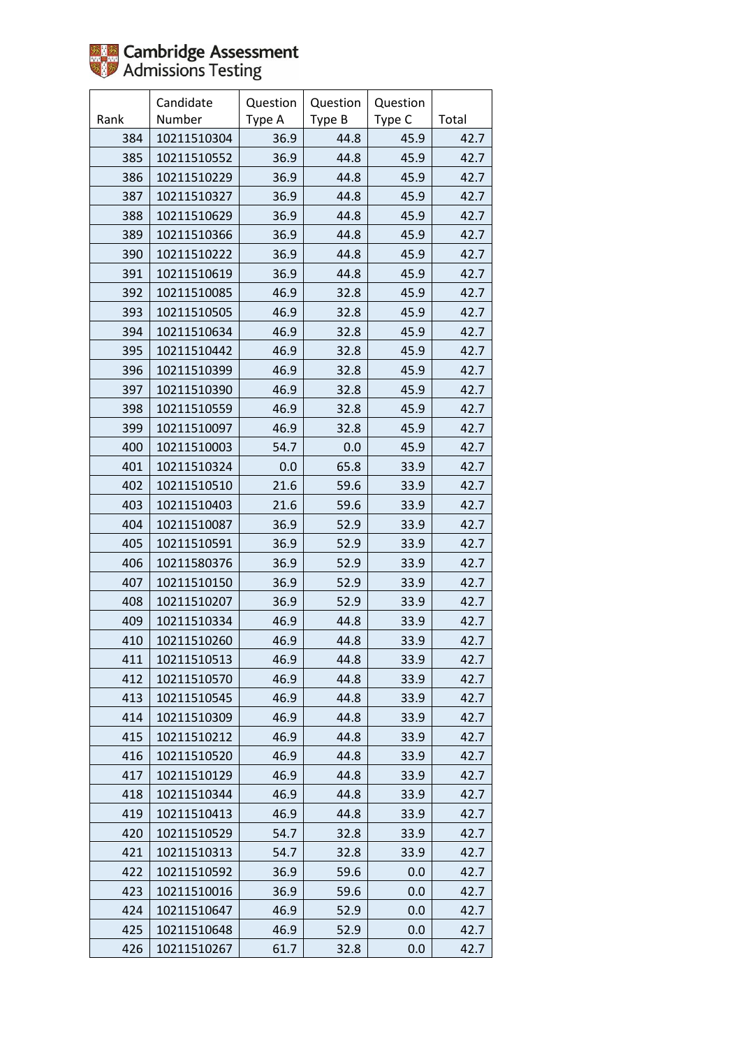| Rank | Candidate Number | Question Type A | Question Type B | Question Type C | Total |
|---|---|---|---|---|---|
| 384 | 10211510304 | 36.9 | 44.8 | 45.9 | 42.7 |
| 385 | 10211510552 | 36.9 | 44.8 | 45.9 | 42.7 |
| 386 | 10211510229 | 36.9 | 44.8 | 45.9 | 42.7 |
| 387 | 10211510327 | 36.9 | 44.8 | 45.9 | 42.7 |
| 388 | 10211510629 | 36.9 | 44.8 | 45.9 | 42.7 |
| 389 | 10211510366 | 36.9 | 44.8 | 45.9 | 42.7 |
| 390 | 10211510222 | 36.9 | 44.8 | 45.9 | 42.7 |
| 391 | 10211510619 | 36.9 | 44.8 | 45.9 | 42.7 |
| 392 | 10211510085 | 46.9 | 32.8 | 45.9 | 42.7 |
| 393 | 10211510505 | 46.9 | 32.8 | 45.9 | 42.7 |
| 394 | 10211510634 | 46.9 | 32.8 | 45.9 | 42.7 |
| 395 | 10211510442 | 46.9 | 32.8 | 45.9 | 42.7 |
| 396 | 10211510399 | 46.9 | 32.8 | 45.9 | 42.7 |
| 397 | 10211510390 | 46.9 | 32.8 | 45.9 | 42.7 |
| 398 | 10211510559 | 46.9 | 32.8 | 45.9 | 42.7 |
| 399 | 10211510097 | 46.9 | 32.8 | 45.9 | 42.7 |
| 400 | 10211510003 | 54.7 | 0.0 | 45.9 | 42.7 |
| 401 | 10211510324 | 0.0 | 65.8 | 33.9 | 42.7 |
| 402 | 10211510510 | 21.6 | 59.6 | 33.9 | 42.7 |
| 403 | 10211510403 | 21.6 | 59.6 | 33.9 | 42.7 |
| 404 | 10211510087 | 36.9 | 52.9 | 33.9 | 42.7 |
| 405 | 10211510591 | 36.9 | 52.9 | 33.9 | 42.7 |
| 406 | 10211580376 | 36.9 | 52.9 | 33.9 | 42.7 |
| 407 | 10211510150 | 36.9 | 52.9 | 33.9 | 42.7 |
| 408 | 10211510207 | 36.9 | 52.9 | 33.9 | 42.7 |
| 409 | 10211510334 | 46.9 | 44.8 | 33.9 | 42.7 |
| 410 | 10211510260 | 46.9 | 44.8 | 33.9 | 42.7 |
| 411 | 10211510513 | 46.9 | 44.8 | 33.9 | 42.7 |
| 412 | 10211510570 | 46.9 | 44.8 | 33.9 | 42.7 |
| 413 | 10211510545 | 46.9 | 44.8 | 33.9 | 42.7 |
| 414 | 10211510309 | 46.9 | 44.8 | 33.9 | 42.7 |
| 415 | 10211510212 | 46.9 | 44.8 | 33.9 | 42.7 |
| 416 | 10211510520 | 46.9 | 44.8 | 33.9 | 42.7 |
| 417 | 10211510129 | 46.9 | 44.8 | 33.9 | 42.7 |
| 418 | 10211510344 | 46.9 | 44.8 | 33.9 | 42.7 |
| 419 | 10211510413 | 46.9 | 44.8 | 33.9 | 42.7 |
| 420 | 10211510529 | 54.7 | 32.8 | 33.9 | 42.7 |
| 421 | 10211510313 | 54.7 | 32.8 | 33.9 | 42.7 |
| 422 | 10211510592 | 36.9 | 59.6 | 0.0 | 42.7 |
| 423 | 10211510016 | 36.9 | 59.6 | 0.0 | 42.7 |
| 424 | 10211510647 | 46.9 | 52.9 | 0.0 | 42.7 |
| 425 | 10211510648 | 46.9 | 52.9 | 0.0 | 42.7 |
| 426 | 10211510267 | 61.7 | 32.8 | 0.0 | 42.7 |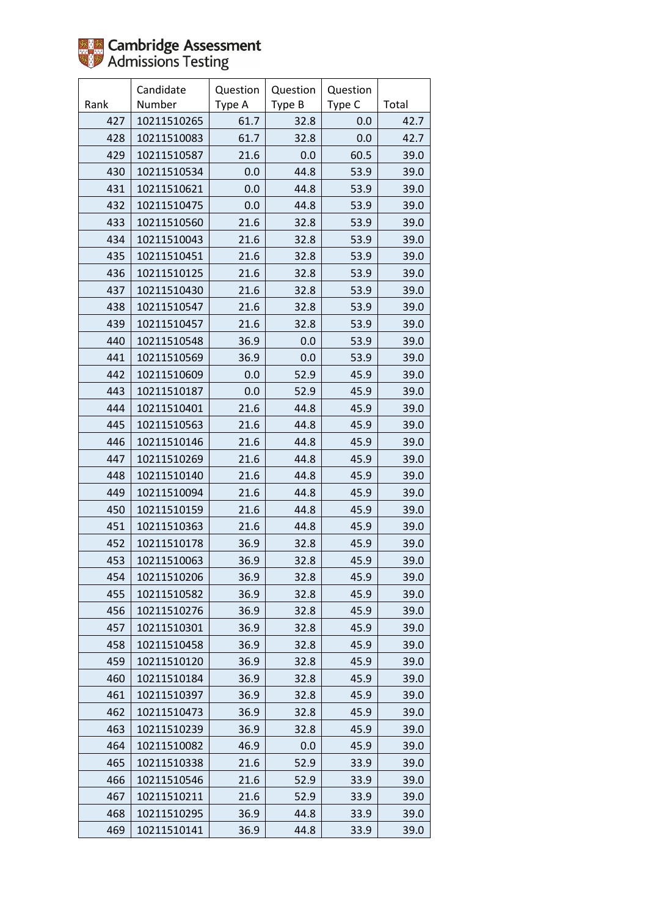Cambridge Assessment Admissions Testing

| Rank | Candidate Number | Question Type A | Question Type B | Question Type C | Total |
|---|---|---|---|---|---|
| 427 | 10211510265 | 61.7 | 32.8 | 0.0 | 42.7 |
| 428 | 10211510083 | 61.7 | 32.8 | 0.0 | 42.7 |
| 429 | 10211510587 | 21.6 | 0.0 | 60.5 | 39.0 |
| 430 | 10211510534 | 0.0 | 44.8 | 53.9 | 39.0 |
| 431 | 10211510621 | 0.0 | 44.8 | 53.9 | 39.0 |
| 432 | 10211510475 | 0.0 | 44.8 | 53.9 | 39.0 |
| 433 | 10211510560 | 21.6 | 32.8 | 53.9 | 39.0 |
| 434 | 10211510043 | 21.6 | 32.8 | 53.9 | 39.0 |
| 435 | 10211510451 | 21.6 | 32.8 | 53.9 | 39.0 |
| 436 | 10211510125 | 21.6 | 32.8 | 53.9 | 39.0 |
| 437 | 10211510430 | 21.6 | 32.8 | 53.9 | 39.0 |
| 438 | 10211510547 | 21.6 | 32.8 | 53.9 | 39.0 |
| 439 | 10211510457 | 21.6 | 32.8 | 53.9 | 39.0 |
| 440 | 10211510548 | 36.9 | 0.0 | 53.9 | 39.0 |
| 441 | 10211510569 | 36.9 | 0.0 | 53.9 | 39.0 |
| 442 | 10211510609 | 0.0 | 52.9 | 45.9 | 39.0 |
| 443 | 10211510187 | 0.0 | 52.9 | 45.9 | 39.0 |
| 444 | 10211510401 | 21.6 | 44.8 | 45.9 | 39.0 |
| 445 | 10211510563 | 21.6 | 44.8 | 45.9 | 39.0 |
| 446 | 10211510146 | 21.6 | 44.8 | 45.9 | 39.0 |
| 447 | 10211510269 | 21.6 | 44.8 | 45.9 | 39.0 |
| 448 | 10211510140 | 21.6 | 44.8 | 45.9 | 39.0 |
| 449 | 10211510094 | 21.6 | 44.8 | 45.9 | 39.0 |
| 450 | 10211510159 | 21.6 | 44.8 | 45.9 | 39.0 |
| 451 | 10211510363 | 21.6 | 44.8 | 45.9 | 39.0 |
| 452 | 10211510178 | 36.9 | 32.8 | 45.9 | 39.0 |
| 453 | 10211510063 | 36.9 | 32.8 | 45.9 | 39.0 |
| 454 | 10211510206 | 36.9 | 32.8 | 45.9 | 39.0 |
| 455 | 10211510582 | 36.9 | 32.8 | 45.9 | 39.0 |
| 456 | 10211510276 | 36.9 | 32.8 | 45.9 | 39.0 |
| 457 | 10211510301 | 36.9 | 32.8 | 45.9 | 39.0 |
| 458 | 10211510458 | 36.9 | 32.8 | 45.9 | 39.0 |
| 459 | 10211510120 | 36.9 | 32.8 | 45.9 | 39.0 |
| 460 | 10211510184 | 36.9 | 32.8 | 45.9 | 39.0 |
| 461 | 10211510397 | 36.9 | 32.8 | 45.9 | 39.0 |
| 462 | 10211510473 | 36.9 | 32.8 | 45.9 | 39.0 |
| 463 | 10211510239 | 36.9 | 32.8 | 45.9 | 39.0 |
| 464 | 10211510082 | 46.9 | 0.0 | 45.9 | 39.0 |
| 465 | 10211510338 | 21.6 | 52.9 | 33.9 | 39.0 |
| 466 | 10211510546 | 21.6 | 52.9 | 33.9 | 39.0 |
| 467 | 10211510211 | 21.6 | 52.9 | 33.9 | 39.0 |
| 468 | 10211510295 | 36.9 | 44.8 | 33.9 | 39.0 |
| 469 | 10211510141 | 36.9 | 44.8 | 33.9 | 39.0 |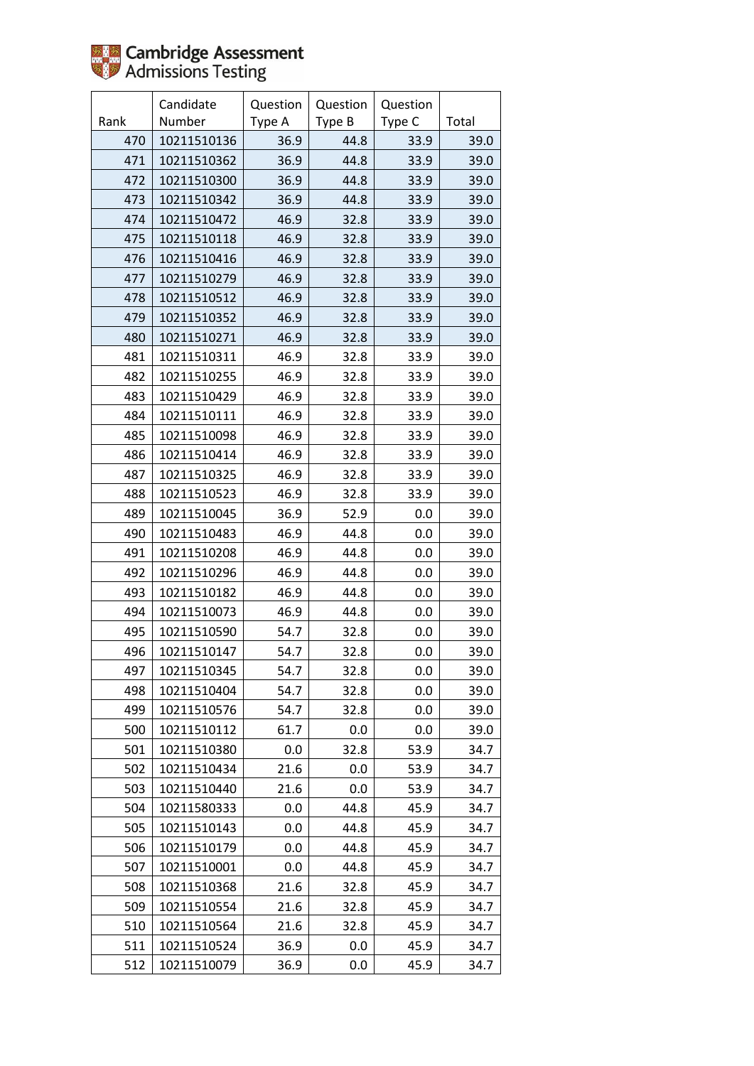Cambridge Assessment Admissions Testing

| Rank | Candidate Number | Question Type A | Question Type B | Question Type C | Total |
|---|---|---|---|---|---|
| 470 | 10211510136 | 36.9 | 44.8 | 33.9 | 39.0 |
| 471 | 10211510362 | 36.9 | 44.8 | 33.9 | 39.0 |
| 472 | 10211510300 | 36.9 | 44.8 | 33.9 | 39.0 |
| 473 | 10211510342 | 36.9 | 44.8 | 33.9 | 39.0 |
| 474 | 10211510472 | 46.9 | 32.8 | 33.9 | 39.0 |
| 475 | 10211510118 | 46.9 | 32.8 | 33.9 | 39.0 |
| 476 | 10211510416 | 46.9 | 32.8 | 33.9 | 39.0 |
| 477 | 10211510279 | 46.9 | 32.8 | 33.9 | 39.0 |
| 478 | 10211510512 | 46.9 | 32.8 | 33.9 | 39.0 |
| 479 | 10211510352 | 46.9 | 32.8 | 33.9 | 39.0 |
| 480 | 10211510271 | 46.9 | 32.8 | 33.9 | 39.0 |
| 481 | 10211510311 | 46.9 | 32.8 | 33.9 | 39.0 |
| 482 | 10211510255 | 46.9 | 32.8 | 33.9 | 39.0 |
| 483 | 10211510429 | 46.9 | 32.8 | 33.9 | 39.0 |
| 484 | 10211510111 | 46.9 | 32.8 | 33.9 | 39.0 |
| 485 | 10211510098 | 46.9 | 32.8 | 33.9 | 39.0 |
| 486 | 10211510414 | 46.9 | 32.8 | 33.9 | 39.0 |
| 487 | 10211510325 | 46.9 | 32.8 | 33.9 | 39.0 |
| 488 | 10211510523 | 46.9 | 32.8 | 33.9 | 39.0 |
| 489 | 10211510045 | 36.9 | 52.9 | 0.0 | 39.0 |
| 490 | 10211510483 | 46.9 | 44.8 | 0.0 | 39.0 |
| 491 | 10211510208 | 46.9 | 44.8 | 0.0 | 39.0 |
| 492 | 10211510296 | 46.9 | 44.8 | 0.0 | 39.0 |
| 493 | 10211510182 | 46.9 | 44.8 | 0.0 | 39.0 |
| 494 | 10211510073 | 46.9 | 44.8 | 0.0 | 39.0 |
| 495 | 10211510590 | 54.7 | 32.8 | 0.0 | 39.0 |
| 496 | 10211510147 | 54.7 | 32.8 | 0.0 | 39.0 |
| 497 | 10211510345 | 54.7 | 32.8 | 0.0 | 39.0 |
| 498 | 10211510404 | 54.7 | 32.8 | 0.0 | 39.0 |
| 499 | 10211510576 | 54.7 | 32.8 | 0.0 | 39.0 |
| 500 | 10211510112 | 61.7 | 0.0 | 0.0 | 39.0 |
| 501 | 10211510380 | 0.0 | 32.8 | 53.9 | 34.7 |
| 502 | 10211510434 | 21.6 | 0.0 | 53.9 | 34.7 |
| 503 | 10211510440 | 21.6 | 0.0 | 53.9 | 34.7 |
| 504 | 10211580333 | 0.0 | 44.8 | 45.9 | 34.7 |
| 505 | 10211510143 | 0.0 | 44.8 | 45.9 | 34.7 |
| 506 | 10211510179 | 0.0 | 44.8 | 45.9 | 34.7 |
| 507 | 10211510001 | 0.0 | 44.8 | 45.9 | 34.7 |
| 508 | 10211510368 | 21.6 | 32.8 | 45.9 | 34.7 |
| 509 | 10211510554 | 21.6 | 32.8 | 45.9 | 34.7 |
| 510 | 10211510564 | 21.6 | 32.8 | 45.9 | 34.7 |
| 511 | 10211510524 | 36.9 | 0.0 | 45.9 | 34.7 |
| 512 | 10211510079 | 36.9 | 0.0 | 45.9 | 34.7 |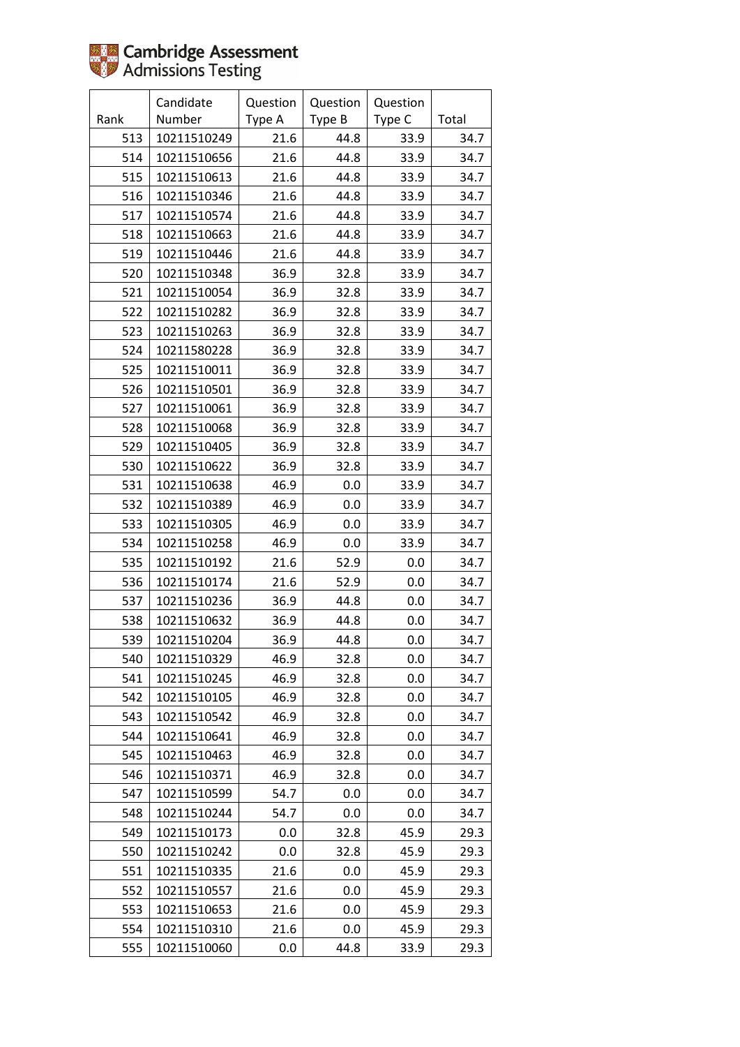| Rank | Candidate Number | Question Type A | Question Type B | Question Type C | Total |
|---|---|---|---|---|---|
| 513 | 10211510249 | 21.6 | 44.8 | 33.9 | 34.7 |
| 514 | 10211510656 | 21.6 | 44.8 | 33.9 | 34.7 |
| 515 | 10211510613 | 21.6 | 44.8 | 33.9 | 34.7 |
| 516 | 10211510346 | 21.6 | 44.8 | 33.9 | 34.7 |
| 517 | 10211510574 | 21.6 | 44.8 | 33.9 | 34.7 |
| 518 | 10211510663 | 21.6 | 44.8 | 33.9 | 34.7 |
| 519 | 10211510446 | 21.6 | 44.8 | 33.9 | 34.7 |
| 520 | 10211510348 | 36.9 | 32.8 | 33.9 | 34.7 |
| 521 | 10211510054 | 36.9 | 32.8 | 33.9 | 34.7 |
| 522 | 10211510282 | 36.9 | 32.8 | 33.9 | 34.7 |
| 523 | 10211510263 | 36.9 | 32.8 | 33.9 | 34.7 |
| 524 | 10211580228 | 36.9 | 32.8 | 33.9 | 34.7 |
| 525 | 10211510011 | 36.9 | 32.8 | 33.9 | 34.7 |
| 526 | 10211510501 | 36.9 | 32.8 | 33.9 | 34.7 |
| 527 | 10211510061 | 36.9 | 32.8 | 33.9 | 34.7 |
| 528 | 10211510068 | 36.9 | 32.8 | 33.9 | 34.7 |
| 529 | 10211510405 | 36.9 | 32.8 | 33.9 | 34.7 |
| 530 | 10211510622 | 36.9 | 32.8 | 33.9 | 34.7 |
| 531 | 10211510638 | 46.9 | 0.0 | 33.9 | 34.7 |
| 532 | 10211510389 | 46.9 | 0.0 | 33.9 | 34.7 |
| 533 | 10211510305 | 46.9 | 0.0 | 33.9 | 34.7 |
| 534 | 10211510258 | 46.9 | 0.0 | 33.9 | 34.7 |
| 535 | 10211510192 | 21.6 | 52.9 | 0.0 | 34.7 |
| 536 | 10211510174 | 21.6 | 52.9 | 0.0 | 34.7 |
| 537 | 10211510236 | 36.9 | 44.8 | 0.0 | 34.7 |
| 538 | 10211510632 | 36.9 | 44.8 | 0.0 | 34.7 |
| 539 | 10211510204 | 36.9 | 44.8 | 0.0 | 34.7 |
| 540 | 10211510329 | 46.9 | 32.8 | 0.0 | 34.7 |
| 541 | 10211510245 | 46.9 | 32.8 | 0.0 | 34.7 |
| 542 | 10211510105 | 46.9 | 32.8 | 0.0 | 34.7 |
| 543 | 10211510542 | 46.9 | 32.8 | 0.0 | 34.7 |
| 544 | 10211510641 | 46.9 | 32.8 | 0.0 | 34.7 |
| 545 | 10211510463 | 46.9 | 32.8 | 0.0 | 34.7 |
| 546 | 10211510371 | 46.9 | 32.8 | 0.0 | 34.7 |
| 547 | 10211510599 | 54.7 | 0.0 | 0.0 | 34.7 |
| 548 | 10211510244 | 54.7 | 0.0 | 0.0 | 34.7 |
| 549 | 10211510173 | 0.0 | 32.8 | 45.9 | 29.3 |
| 550 | 10211510242 | 0.0 | 32.8 | 45.9 | 29.3 |
| 551 | 10211510335 | 21.6 | 0.0 | 45.9 | 29.3 |
| 552 | 10211510557 | 21.6 | 0.0 | 45.9 | 29.3 |
| 553 | 10211510653 | 21.6 | 0.0 | 45.9 | 29.3 |
| 554 | 10211510310 | 21.6 | 0.0 | 45.9 | 29.3 |
| 555 | 10211510060 | 0.0 | 44.8 | 33.9 | 29.3 |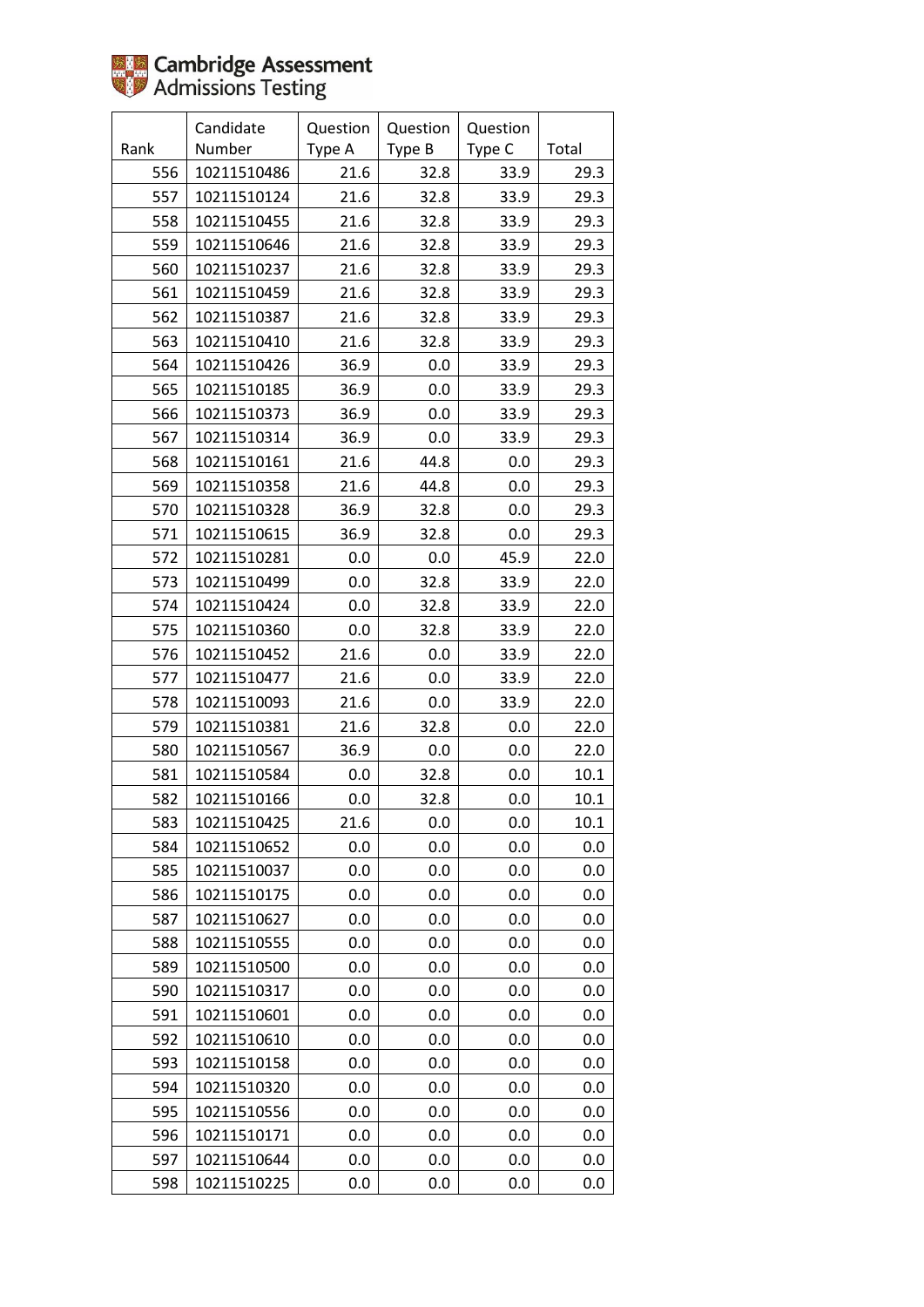Cambridge Assessment Admissions Testing

| Rank | Candidate Number | Question Type A | Question Type B | Question Type C | Total |
|---|---|---|---|---|---|
| 556 | 10211510486 | 21.6 | 32.8 | 33.9 | 29.3 |
| 557 | 10211510124 | 21.6 | 32.8 | 33.9 | 29.3 |
| 558 | 10211510455 | 21.6 | 32.8 | 33.9 | 29.3 |
| 559 | 10211510646 | 21.6 | 32.8 | 33.9 | 29.3 |
| 560 | 10211510237 | 21.6 | 32.8 | 33.9 | 29.3 |
| 561 | 10211510459 | 21.6 | 32.8 | 33.9 | 29.3 |
| 562 | 10211510387 | 21.6 | 32.8 | 33.9 | 29.3 |
| 563 | 10211510410 | 21.6 | 32.8 | 33.9 | 29.3 |
| 564 | 10211510426 | 36.9 | 0.0 | 33.9 | 29.3 |
| 565 | 10211510185 | 36.9 | 0.0 | 33.9 | 29.3 |
| 566 | 10211510373 | 36.9 | 0.0 | 33.9 | 29.3 |
| 567 | 10211510314 | 36.9 | 0.0 | 33.9 | 29.3 |
| 568 | 10211510161 | 21.6 | 44.8 | 0.0 | 29.3 |
| 569 | 10211510358 | 21.6 | 44.8 | 0.0 | 29.3 |
| 570 | 10211510328 | 36.9 | 32.8 | 0.0 | 29.3 |
| 571 | 10211510615 | 36.9 | 32.8 | 0.0 | 29.3 |
| 572 | 10211510281 | 0.0 | 0.0 | 45.9 | 22.0 |
| 573 | 10211510499 | 0.0 | 32.8 | 33.9 | 22.0 |
| 574 | 10211510424 | 0.0 | 32.8 | 33.9 | 22.0 |
| 575 | 10211510360 | 0.0 | 32.8 | 33.9 | 22.0 |
| 576 | 10211510452 | 21.6 | 0.0 | 33.9 | 22.0 |
| 577 | 10211510477 | 21.6 | 0.0 | 33.9 | 22.0 |
| 578 | 10211510093 | 21.6 | 0.0 | 33.9 | 22.0 |
| 579 | 10211510381 | 21.6 | 32.8 | 0.0 | 22.0 |
| 580 | 10211510567 | 36.9 | 0.0 | 0.0 | 22.0 |
| 581 | 10211510584 | 0.0 | 32.8 | 0.0 | 10.1 |
| 582 | 10211510166 | 0.0 | 32.8 | 0.0 | 10.1 |
| 583 | 10211510425 | 21.6 | 0.0 | 0.0 | 10.1 |
| 584 | 10211510652 | 0.0 | 0.0 | 0.0 | 0.0 |
| 585 | 10211510037 | 0.0 | 0.0 | 0.0 | 0.0 |
| 586 | 10211510175 | 0.0 | 0.0 | 0.0 | 0.0 |
| 587 | 10211510627 | 0.0 | 0.0 | 0.0 | 0.0 |
| 588 | 10211510555 | 0.0 | 0.0 | 0.0 | 0.0 |
| 589 | 10211510500 | 0.0 | 0.0 | 0.0 | 0.0 |
| 590 | 10211510317 | 0.0 | 0.0 | 0.0 | 0.0 |
| 591 | 10211510601 | 0.0 | 0.0 | 0.0 | 0.0 |
| 592 | 10211510610 | 0.0 | 0.0 | 0.0 | 0.0 |
| 593 | 10211510158 | 0.0 | 0.0 | 0.0 | 0.0 |
| 594 | 10211510320 | 0.0 | 0.0 | 0.0 | 0.0 |
| 595 | 10211510556 | 0.0 | 0.0 | 0.0 | 0.0 |
| 596 | 10211510171 | 0.0 | 0.0 | 0.0 | 0.0 |
| 597 | 10211510644 | 0.0 | 0.0 | 0.0 | 0.0 |
| 598 | 10211510225 | 0.0 | 0.0 | 0.0 | 0.0 |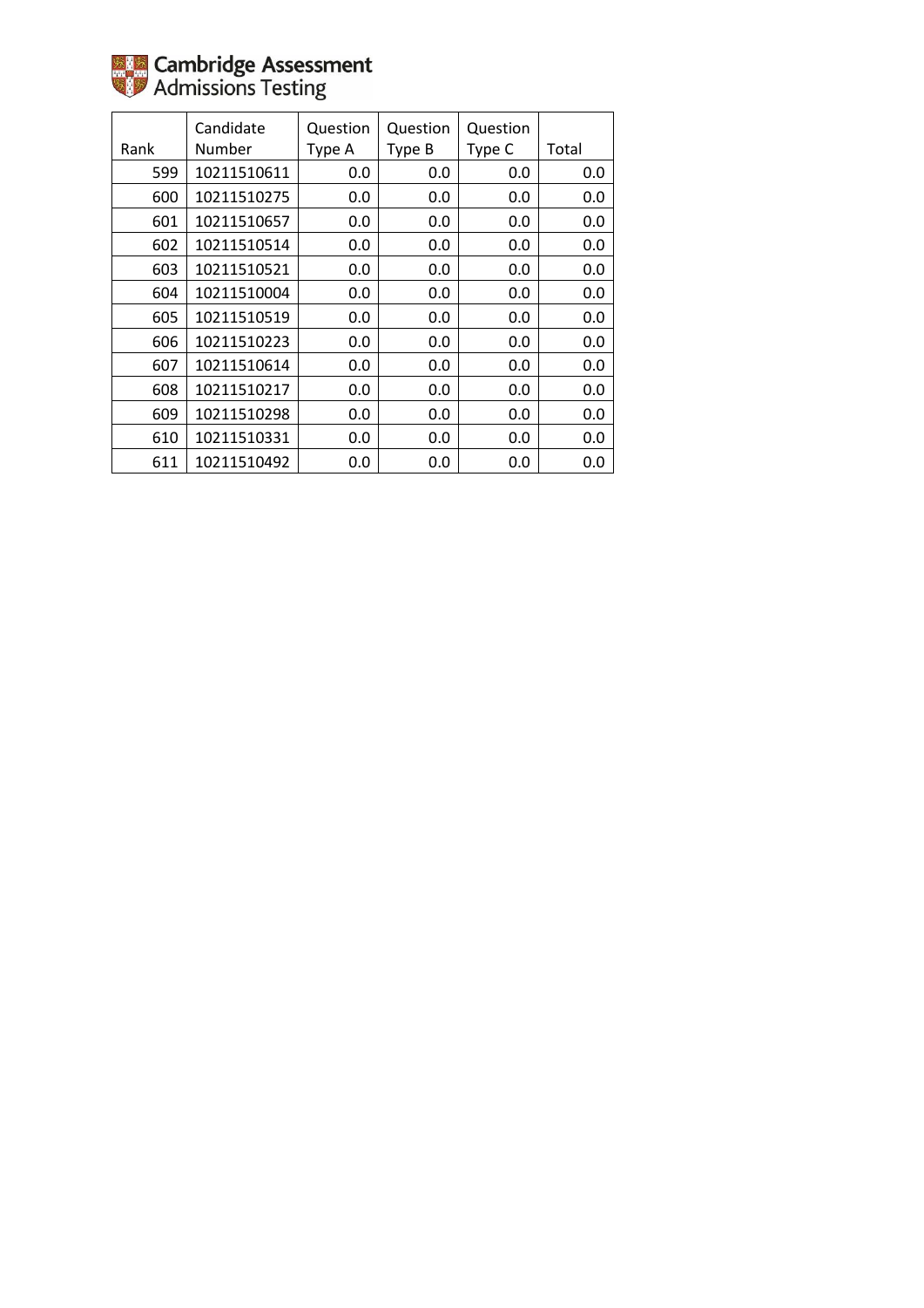| Rank | Candidate Number | Question Type A | Question Type B | Question Type C | Total |
|---|---|---|---|---|---|
| 599 | 10211510611 | 0.0 | 0.0 | 0.0 | 0.0 |
| 600 | 10211510275 | 0.0 | 0.0 | 0.0 | 0.0 |
| 601 | 10211510657 | 0.0 | 0.0 | 0.0 | 0.0 |
| 602 | 10211510514 | 0.0 | 0.0 | 0.0 | 0.0 |
| 603 | 10211510521 | 0.0 | 0.0 | 0.0 | 0.0 |
| 604 | 10211510004 | 0.0 | 0.0 | 0.0 | 0.0 |
| 605 | 10211510519 | 0.0 | 0.0 | 0.0 | 0.0 |
| 606 | 10211510223 | 0.0 | 0.0 | 0.0 | 0.0 |
| 607 | 10211510614 | 0.0 | 0.0 | 0.0 | 0.0 |
| 608 | 10211510217 | 0.0 | 0.0 | 0.0 | 0.0 |
| 609 | 10211510298 | 0.0 | 0.0 | 0.0 | 0.0 |
| 610 | 10211510331 | 0.0 | 0.0 | 0.0 | 0.0 |
| 611 | 10211510492 | 0.0 | 0.0 | 0.0 | 0.0 |